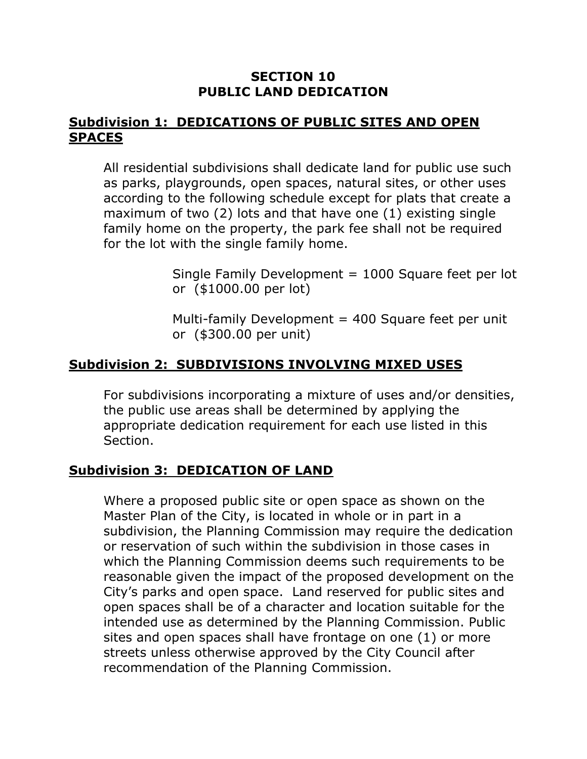# SECTION 10
# PUBLIC LAND DEDICATION

## <u>Subdivision 1: DEDICATIONS OF PUBLIC SITES AND OPEN SPACES</u>

All residential subdivisions shall dedicate land for public use such as parks, playgrounds, open spaces, natural sites, or other uses according to the following schedule except for plats that create a maximum of two (2) lots and that have one (1) existing single family home on the property, the park fee shall not be required for the lot with the single family home.

> Single Family Development = 1000 Square feet per lot or ($1000.00 per lot)
>
> Multi-family Development = 400 Square feet per unit or ($300.00 per unit)

## <u>Subdivision 2: SUBDIVISIONS INVOLVING MIXED USES</u>

For subdivisions incorporating a mixture of uses and/or densities, the public use areas shall be determined by applying the appropriate dedication requirement for each use listed in this Section.

## <u>Subdivision 3: DEDICATION OF LAND</u>

Where a proposed public site or open space as shown on the Master Plan of the City, is located in whole or in part in a subdivision, the Planning Commission may require the dedication or reservation of such within the subdivision in those cases in which the Planning Commission deems such requirements to be reasonable given the impact of the proposed development on the City's parks and open space. Land reserved for public sites and open spaces shall be of a character and location suitable for the intended use as determined by the Planning Commission. Public sites and open spaces shall have frontage on one (1) or more streets unless otherwise approved by the City Council after recommendation of the Planning Commission.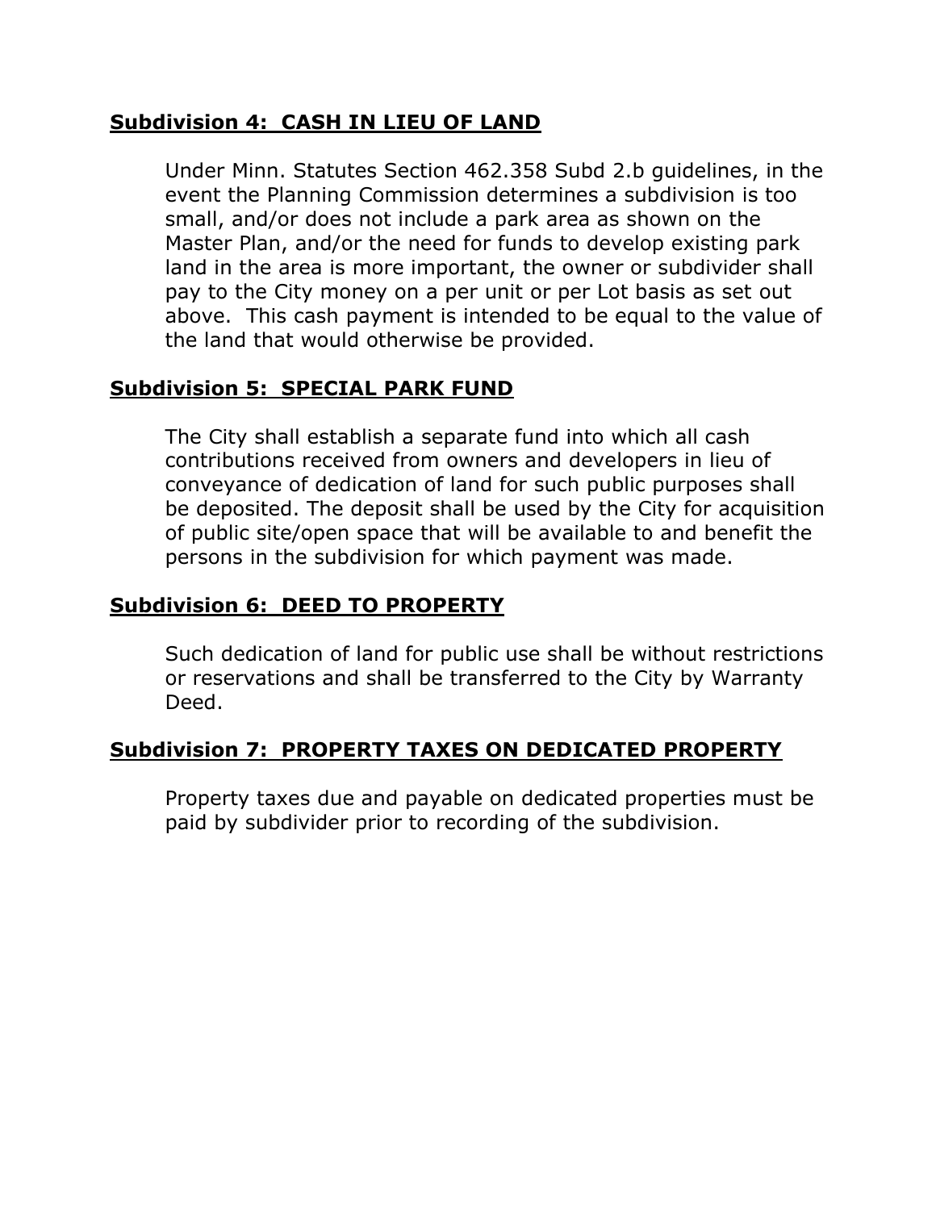## **Subdivision 4: CASH IN LIEU OF LAND**

Under Minn. Statutes Section 462.358 Subd 2.b guidelines, in the event the Planning Commission determines a subdivision is too small, and/or does not include a park area as shown on the Master Plan, and/or the need for funds to develop existing park land in the area is more important, the owner or subdivider shall pay to the City money on a per unit or per Lot basis as set out above. This cash payment is intended to be equal to the value of the land that would otherwise be provided.

## **Subdivision 5: SPECIAL PARK FUND**

The City shall establish a separate fund into which all cash contributions received from owners and developers in lieu of conveyance of dedication of land for such public purposes shall be deposited. The deposit shall be used by the City for acquisition of public site/open space that will be available to and benefit the persons in the subdivision for which payment was made.

## **Subdivision 6: DEED TO PROPERTY**

Such dedication of land for public use shall be without restrictions or reservations and shall be transferred to the City by Warranty Deed.

## **Subdivision 7: PROPERTY TAXES ON DEDICATED PROPERTY**

Property taxes due and payable on dedicated properties must be paid by subdivider prior to recording of the subdivision.